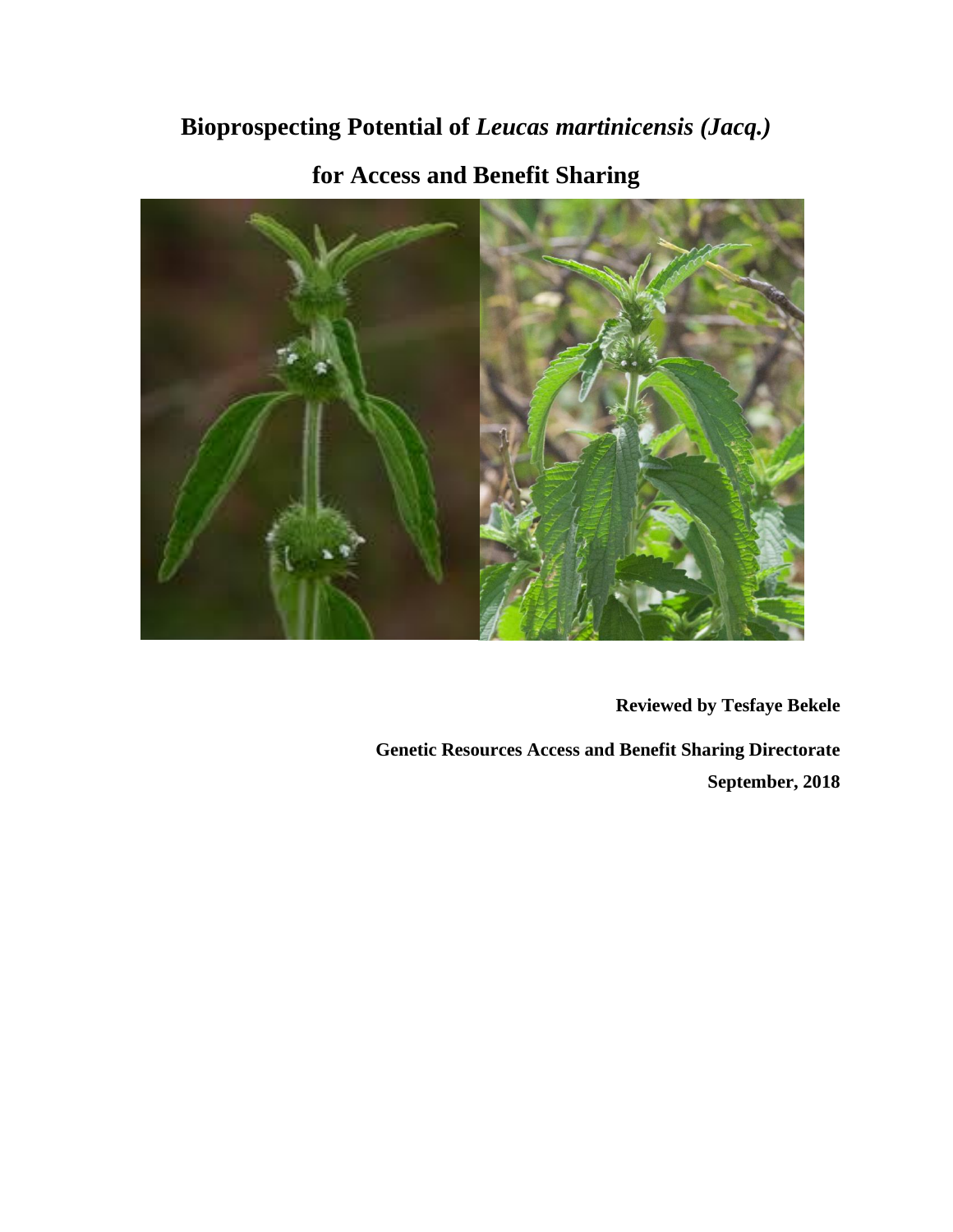# Bioprospecting Potential of *Leucas martinicensis (Jacq.)* for Access and Benefit Sharing

**Reviewed by Tesfaye Bekele**

**Genetic Resources Access and Benefit Sharing Directorate**

**September, 2018**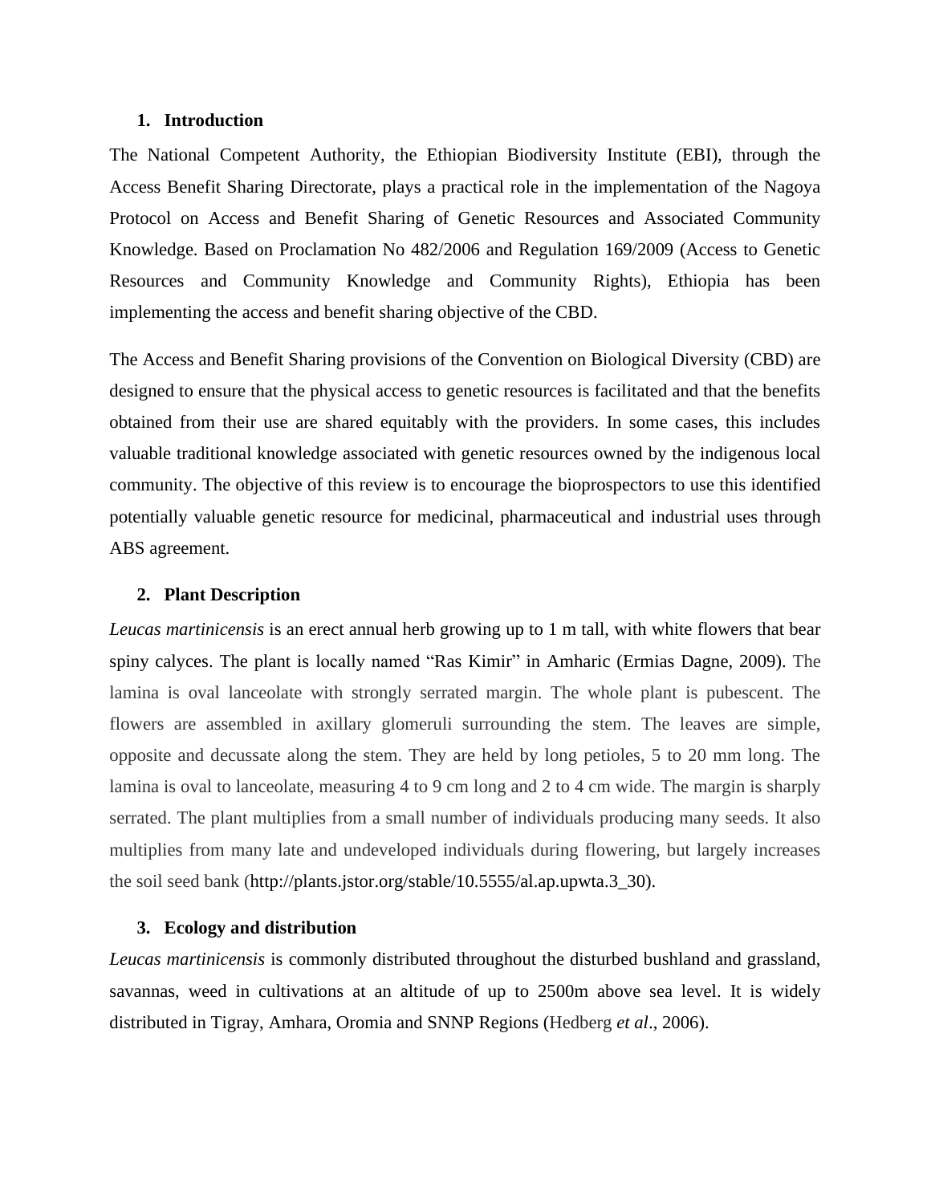## 1. Introduction

The National Competent Authority, the Ethiopian Biodiversity Institute (EBI), through the Access Benefit Sharing Directorate, plays a practical role in the implementation of the Nagoya Protocol on Access and Benefit Sharing of Genetic Resources and Associated Community Knowledge. Based on Proclamation No 482/2006 and Regulation 169/2009 (Access to Genetic Resources and Community Knowledge and Community Rights), Ethiopia has been implementing the access and benefit sharing objective of the CBD.

The Access and Benefit Sharing provisions of the Convention on Biological Diversity (CBD) are designed to ensure that the physical access to genetic resources is facilitated and that the benefits obtained from their use are shared equitably with the providers. In some cases, this includes valuable traditional knowledge associated with genetic resources owned by the indigenous local community. The objective of this review is to encourage the bioprospectors to use this identified potentially valuable genetic resource for medicinal, pharmaceutical and industrial uses through ABS agreement.

## 2. Plant Description

*Leucas martinicensis* is an erect annual herb growing up to 1 m tall, with white flowers that bear spiny calyces. The plant is locally named "Ras Kimir" in Amharic (Ermias Dagne, 2009). The lamina is oval lanceolate with strongly serrated margin. The whole plant is pubescent. The flowers are assembled in axillary glomeruli surrounding the stem. The leaves are simple, opposite and decussate along the stem. They are held by long petioles, 5 to 20 mm long. The lamina is oval to lanceolate, measuring 4 to 9 cm long and 2 to 4 cm wide. The margin is sharply serrated. The plant multiplies from a small number of individuals producing many seeds. It also multiplies from many late and undeveloped individuals during flowering, but largely increases the soil seed bank (http://plants.jstor.org/stable/10.5555/al.ap.upwta.3_30).

## 3. Ecology and distribution

*Leucas martinicensis* is commonly distributed throughout the disturbed bushland and grassland, savannas, weed in cultivations at an altitude of up to 2500m above sea level. It is widely distributed in Tigray, Amhara, Oromia and SNNP Regions (Hedberg *et al*., 2006).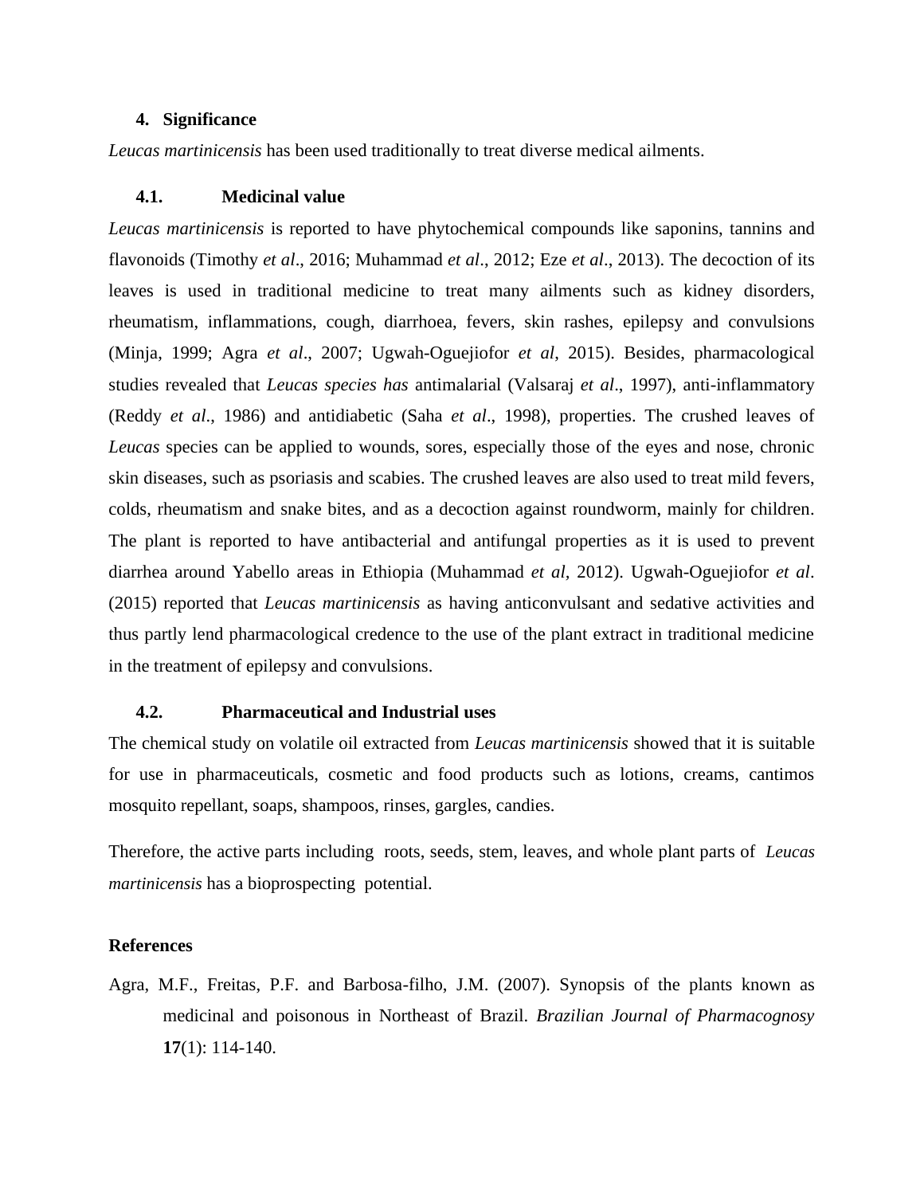## 4. Significance

*Leucas martinicensis* has been used traditionally to treat diverse medical ailments.

### 4.1. Medicinal value

*Leucas martinicensis* is reported to have phytochemical compounds like saponins, tannins and flavonoids (Timothy *et al*., 2016; Muhammad *et al*., 2012; Eze *et al*., 2013). The decoction of its leaves is used in traditional medicine to treat many ailments such as kidney disorders, rheumatism, inflammations, cough, diarrhoea, fevers, skin rashes, epilepsy and convulsions (Minja, 1999; Agra *et al*., 2007; Ugwah-Oguejiofor *et al*, 2015). Besides, pharmacological studies revealed that *Leucas species has* antimalarial (Valsaraj *et al*., 1997), anti-inflammatory (Reddy *et al*., 1986) and antidiabetic (Saha *et al*., 1998), properties. The crushed leaves of *Leucas* species can be applied to wounds, sores, especially those of the eyes and nose, chronic skin diseases, such as psoriasis and scabies. The crushed leaves are also used to treat mild fevers, colds, rheumatism and snake bites, and as a decoction against roundworm, mainly for children. The plant is reported to have antibacterial and antifungal properties as it is used to prevent diarrhea around Yabello areas in Ethiopia (Muhammad *et al,* 2012). Ugwah-Oguejiofor *et al*. (2015) reported that *Leucas martinicensis* as having anticonvulsant and sedative activities and thus partly lend pharmacological credence to the use of the plant extract in traditional medicine in the treatment of epilepsy and convulsions.

### 4.2. Pharmaceutical and Industrial uses

The chemical study on volatile oil extracted from *Leucas martinicensis* showed that it is suitable for use in pharmaceuticals, cosmetic and food products such as lotions, creams, cantimos mosquito repellant, soaps, shampoos, rinses, gargles, candies.

Therefore, the active parts including roots, seeds, stem, leaves, and whole plant parts of *Leucas martinicensis* has a bioprospecting potential.

## References

Agra, M.F., Freitas, P.F. and Barbosa-filho, J.M. (2007). Synopsis of the plants known as medicinal and poisonous in Northeast of Brazil. *Brazilian Journal of Pharmacognosy* **17**(1): 114-140.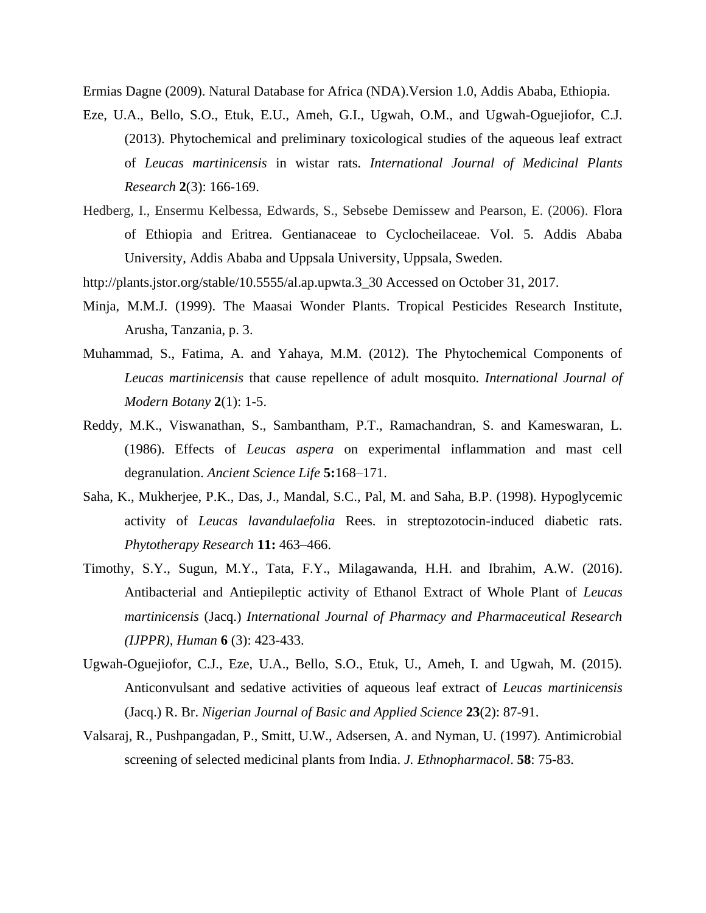Ermias Dagne (2009). Natural Database for Africa (NDA).Version 1.0, Addis Ababa, Ethiopia.

Eze, U.A., Bello, S.O., Etuk, E.U., Ameh, G.I., Ugwah, O.M., and Ugwah-Oguejiofor, C.J. (2013). Phytochemical and preliminary toxicological studies of the aqueous leaf extract of *Leucas martinicensis* in wistar rats. *International Journal of Medicinal Plants Research* **2**(3): 166-169.

Hedberg, I., Ensermu Kelbessa, Edwards, S., Sebsebe Demissew and Pearson, E. (2006). Flora of Ethiopia and Eritrea. Gentianaceae to Cyclocheilaceae. Vol. 5. Addis Ababa University, Addis Ababa and Uppsala University, Uppsala, Sweden.

http://plants.jstor.org/stable/10.5555/al.ap.upwta.3_30 Accessed on October 31, 2017.

Minja, M.M.J. (1999). The Maasai Wonder Plants. Tropical Pesticides Research Institute, Arusha, Tanzania, p. 3.

Muhammad, S., Fatima, A. and Yahaya, M.M. (2012). The Phytochemical Components of *Leucas martinicensis* that cause repellence of adult mosquito. *International Journal of Modern Botany* **2**(1): 1-5.

Reddy, M.K., Viswanathan, S., Sambantham, P.T., Ramachandran, S. and Kameswaran, L. (1986). Effects of *Leucas aspera* on experimental inflammation and mast cell degranulation. *Ancient Science Life* **5:**168–171.

Saha, K., Mukherjee, P.K., Das, J., Mandal, S.C., Pal, M. and Saha, B.P. (1998). Hypoglycemic activity of *Leucas lavandulaefolia* Rees. in streptozotocin-induced diabetic rats. *Phytotherapy Research* **11:** 463–466.

Timothy, S.Y., Sugun, M.Y., Tata, F.Y., Milagawanda, H.H. and Ibrahim, A.W. (2016). Antibacterial and Antiepileptic activity of Ethanol Extract of Whole Plant of *Leucas martinicensis* (Jacq.) *International Journal of Pharmacy and Pharmaceutical Research (IJPPR), Human* **6** (3): 423-433.

Ugwah-Oguejiofor, C.J., Eze, U.A., Bello, S.O., Etuk, U., Ameh, I. and Ugwah, M. (2015). Anticonvulsant and sedative activities of aqueous leaf extract of *Leucas martinicensis* (Jacq.) R. Br. *Nigerian Journal of Basic and Applied Science* **23**(2): 87-91.

Valsaraj, R., Pushpangadan, P., Smitt, U.W., Adsersen, A. and Nyman, U. (1997). Antimicrobial screening of selected medicinal plants from India. *J. Ethnopharmacol*. **58**: 75-83.